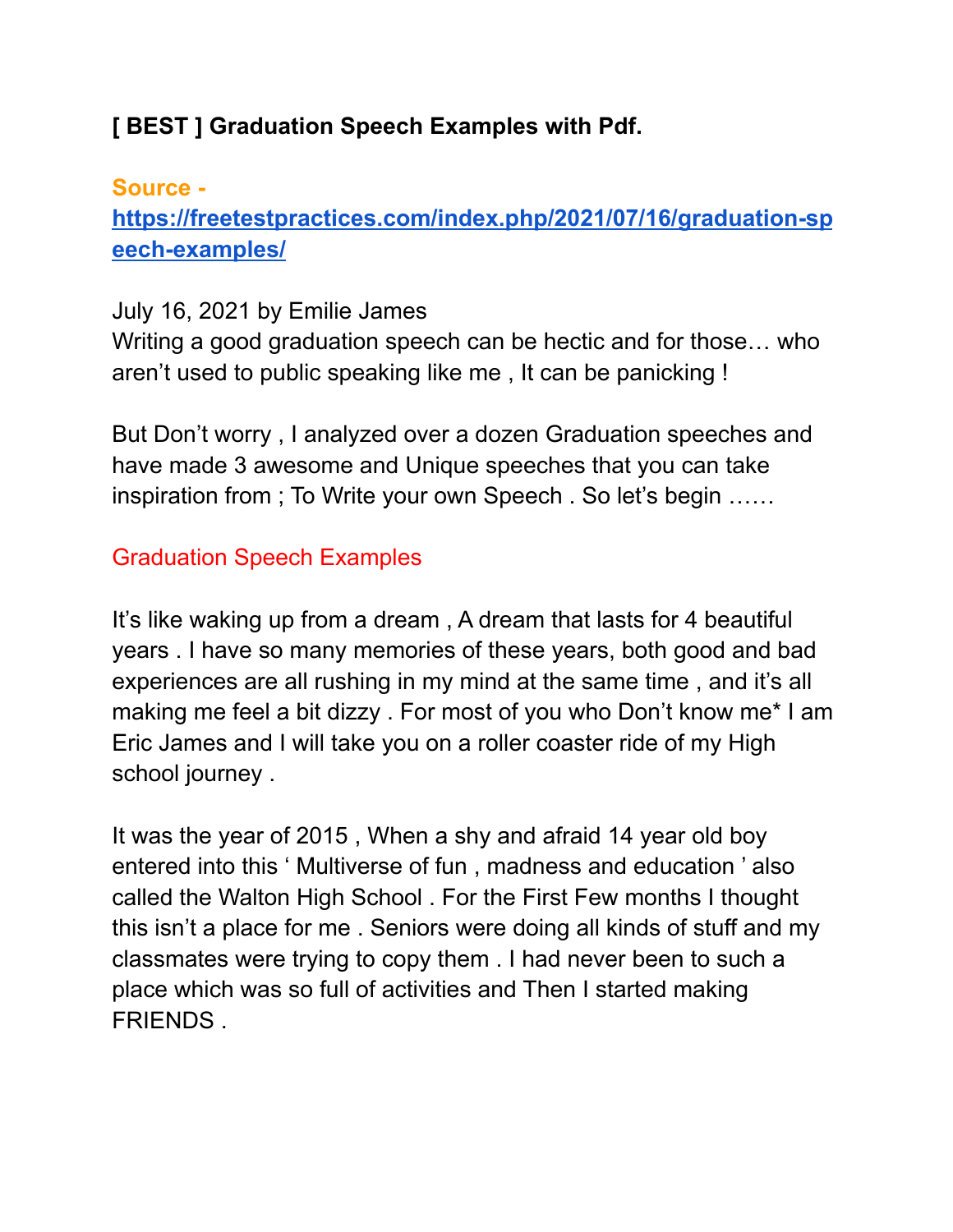**[ BEST ] Graduation Speech Examples with Pdf.**

**Source - [https://freetestpractices.com/index.php/2021/07/16/graduation-speech-examples/](https://freetestpractices.com/index.php/2021/07/16/graduation-speech-examples/)**

July 16, 2021 by Emilie James
Writing a good graduation speech can be hectic and for those… who aren't used to public speaking like me , It can be panicking !

But Don't worry , I analyzed over a dozen Graduation speeches and have made 3 awesome and Unique speeches that you can take inspiration from ; To Write your own Speech . So let's begin ……

Graduation Speech Examples

It's like waking up from a dream , A dream that lasts for 4 beautiful years . I have so many memories of these years, both good and bad experiences are all rushing in my mind at the same time , and it's all making me feel a bit dizzy . For most of you who Don't know me* I am Eric James and I will take you on a roller coaster ride of my High school journey .

It was the year of 2015 , When a shy and afraid 14 year old boy entered into this ' Multiverse of fun , madness and education ' also called the Walton High School . For the First Few months I thought this isn't a place for me . Seniors were doing all kinds of stuff and my classmates were trying to copy them . I had never been to such a place which was so full of activities and Then I started making FRIENDS .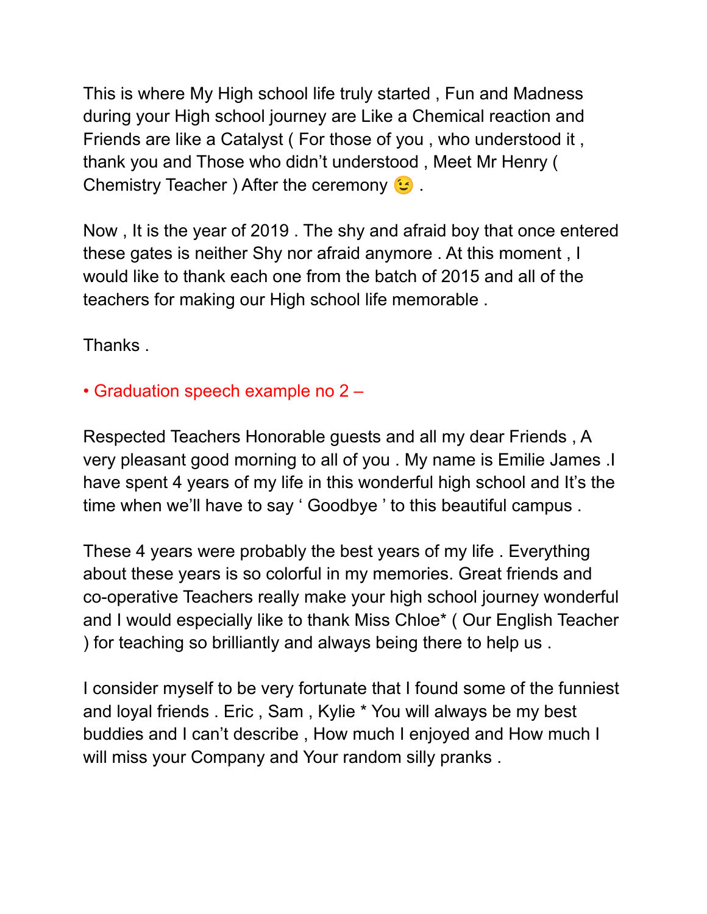This is where My High school life truly started , Fun and Madness during your High school journey are Like a Chemical reaction and Friends are like a Catalyst ( For those of you , who understood it , thank you and Those who didn't understood , Meet Mr Henry ( Chemistry Teacher ) After the ceremony 😉 .

Now , It is the year of 2019 . The shy and afraid boy that once entered these gates is neither Shy nor afraid anymore . At this moment , I would like to thank each one from the batch of 2015 and all of the teachers for making our High school life memorable .

Thanks .

• Graduation speech example no 2 –

Respected Teachers Honorable guests and all my dear Friends , A very pleasant good morning to all of you . My name is Emilie James .I have spent 4 years of my life in this wonderful high school and It's the time when we'll have to say ' Goodbye ' to this beautiful campus .

These 4 years were probably the best years of my life . Everything about these years is so colorful in my memories. Great friends and co-operative Teachers really make your high school journey wonderful and I would especially like to thank Miss Chloe* ( Our English Teacher ) for teaching so brilliantly and always being there to help us .

I consider myself to be very fortunate that I found some of the funniest and loyal friends . Eric , Sam , Kylie * You will always be my best buddies and I can't describe , How much I enjoyed and How much I will miss your Company and Your random silly pranks .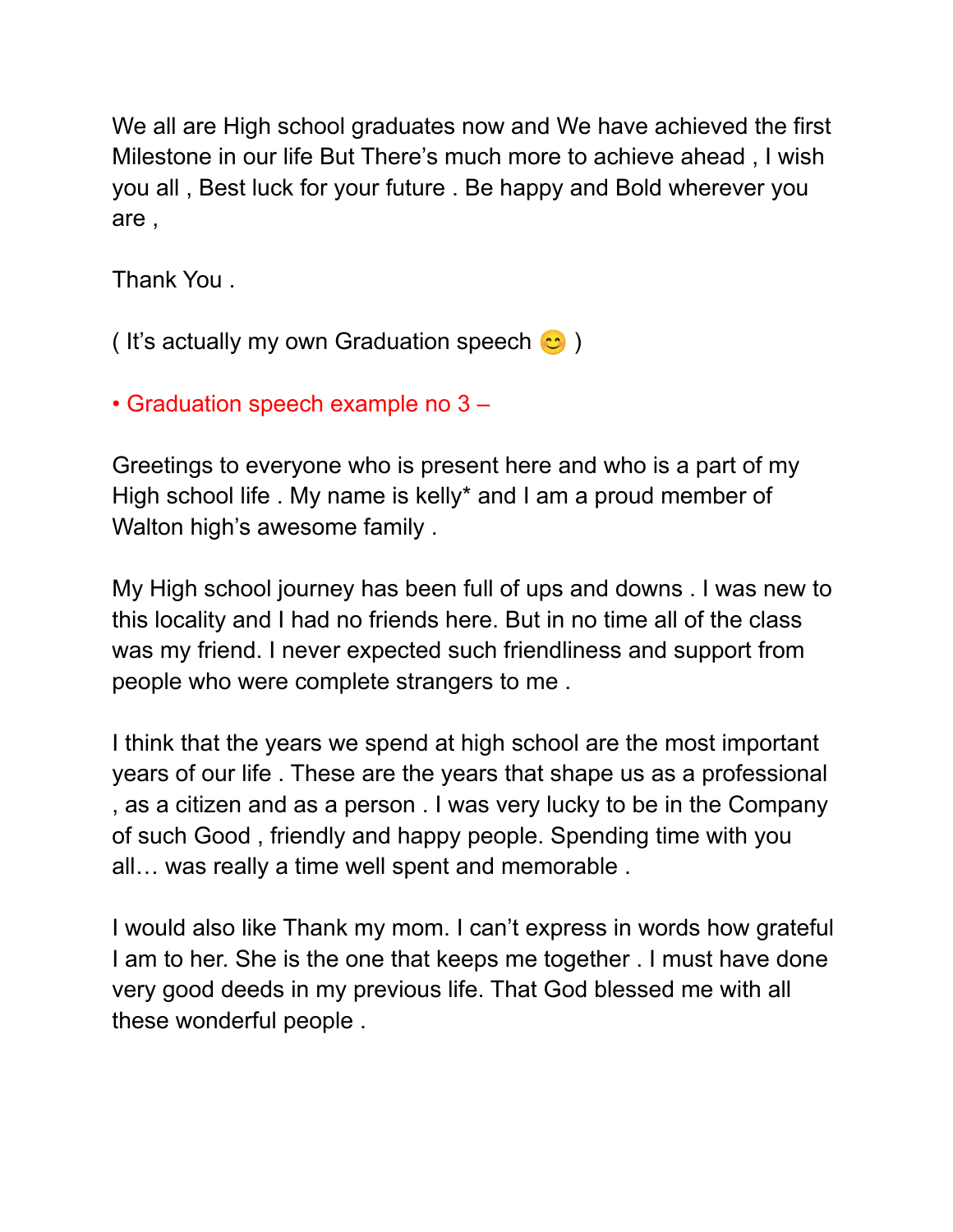We all are High school graduates now and We have achieved the first Milestone in our life But There's much more to achieve ahead , I wish you all , Best luck for your future . Be happy and Bold wherever you are ,

Thank You .

( It's actually my own Graduation speech 😊 )

• Graduation speech example no 3 –

Greetings to everyone who is present here and who is a part of my High school life . My name is kelly* and I am a proud member of Walton high's awesome family .

My High school journey has been full of ups and downs . I was new to this locality and I had no friends here. But in no time all of the class was my friend. I never expected such friendliness and support from people who were complete strangers to me .

I think that the years we spend at high school are the most important years of our life . These are the years that shape us as a professional , as a citizen and as a person . I was very lucky to be in the Company of such Good , friendly and happy people. Spending time with you all… was really a time well spent and memorable .

I would also like Thank my mom. I can't express in words how grateful I am to her. She is the one that keeps me together . I must have done very good deeds in my previous life. That God blessed me with all these wonderful people .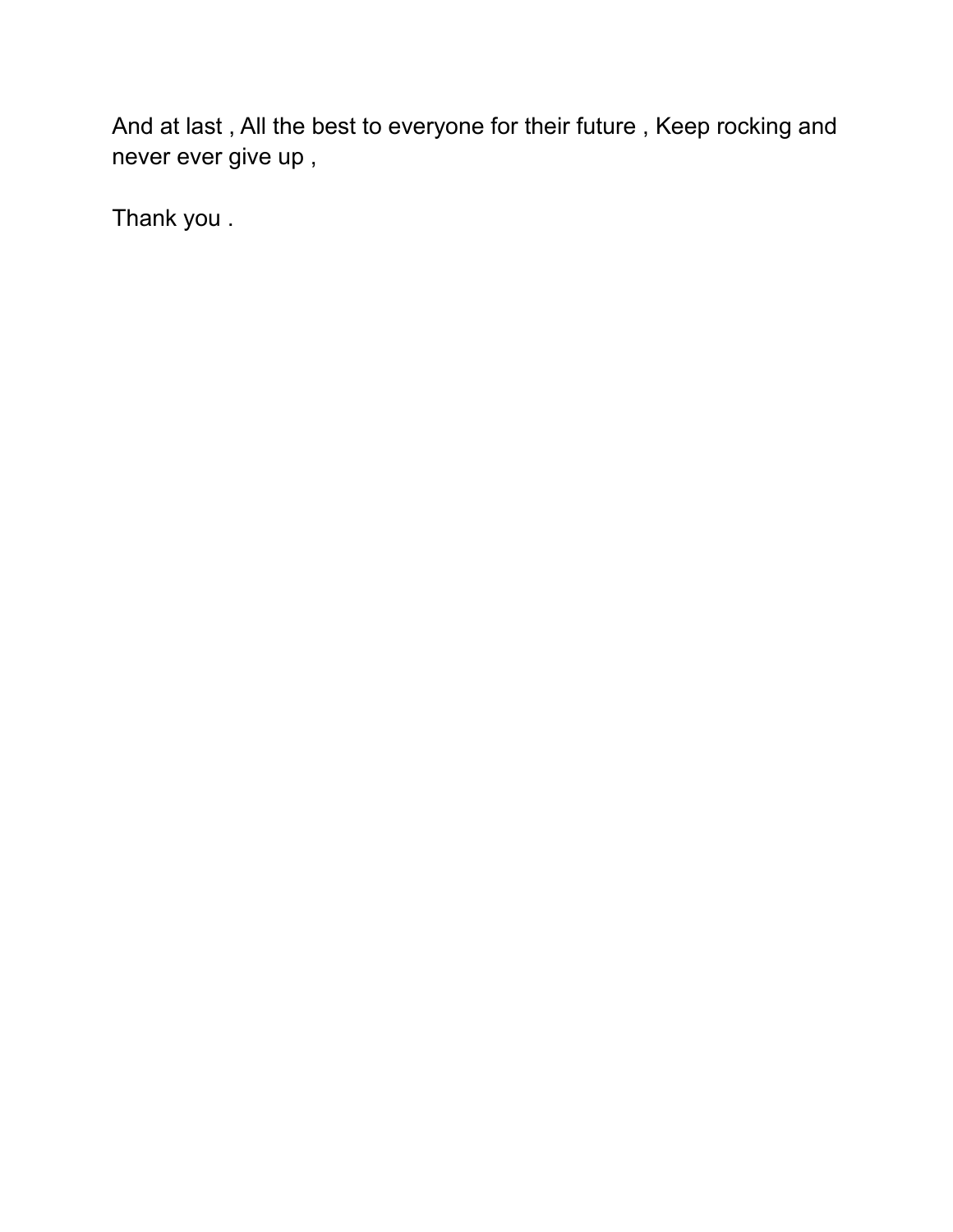And at last , All the best to everyone for their future , Keep rocking and never ever give up ,

Thank you .